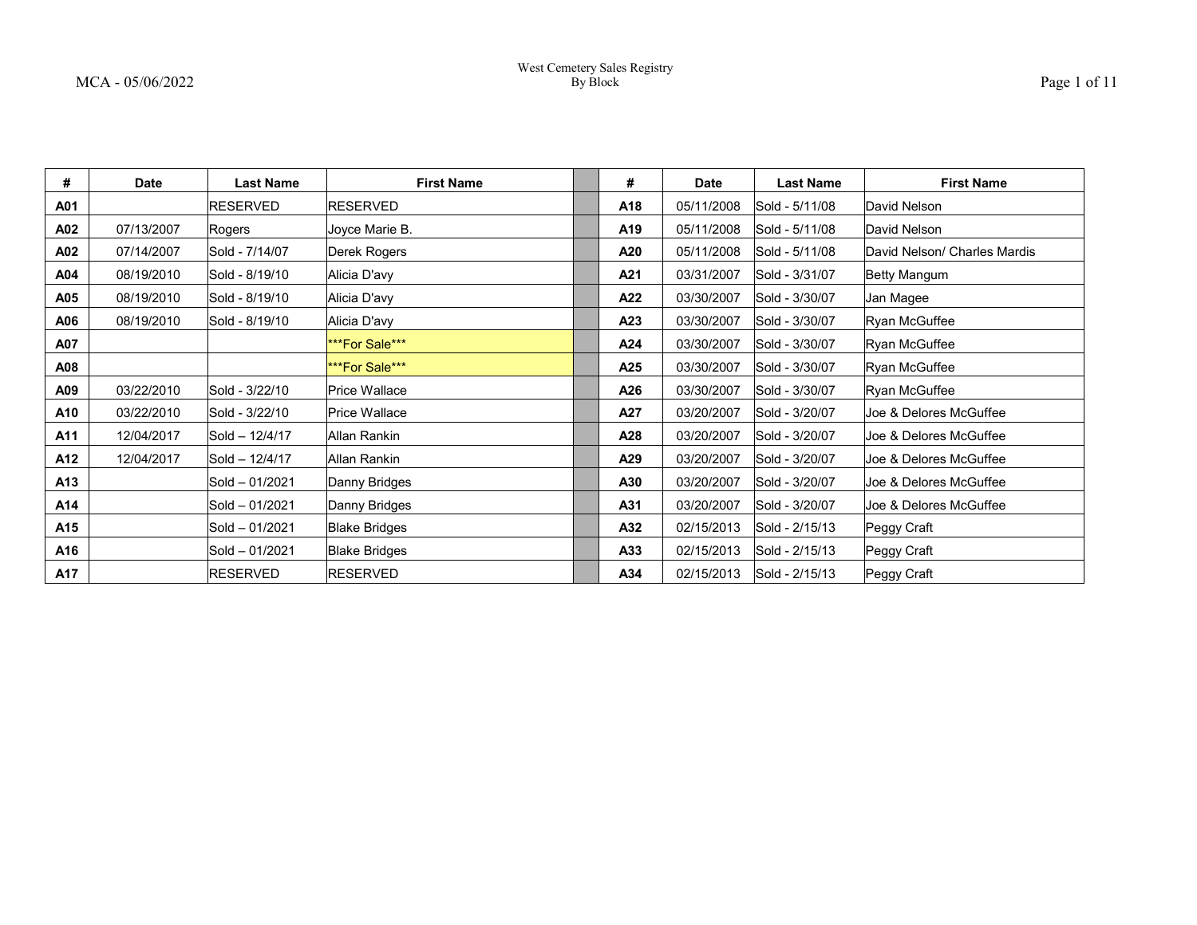# West Cemetery Sales Registry
## By Block

MCA - 05/06/2022

| # | Date | Last Name | First Name | | # | Date | Last Name | First Name |
|---|---|---|---|---|---|---|---|---|
| A01 | | RESERVED | RESERVED | | A18 | 05/11/2008 | Sold - 5/11/08 | David Nelson |
| A02 | 07/13/2007 | Rogers | Joyce Marie B. | | A19 | 05/11/2008 | Sold - 5/11/08 | David Nelson |
| A02 | 07/14/2007 | Sold - 7/14/07 | Derek Rogers | | A20 | 05/11/2008 | Sold - 5/11/08 | David Nelson/ Charles Mardis |
| A04 | 08/19/2010 | Sold - 8/19/10 | Alicia D'avy | | A21 | 03/31/2007 | Sold - 3/31/07 | Betty Mangum |
| A05 | 08/19/2010 | Sold - 8/19/10 | Alicia D'avy | | A22 | 03/30/2007 | Sold - 3/30/07 | Jan Magee |
| A06 | 08/19/2010 | Sold - 8/19/10 | Alicia D'avy | | A23 | 03/30/2007 | Sold - 3/30/07 | Ryan McGuffee |
| A07 | | | ***For Sale*** | | A24 | 03/30/2007 | Sold - 3/30/07 | Ryan McGuffee |
| A08 | | | ***For Sale*** | | A25 | 03/30/2007 | Sold - 3/30/07 | Ryan McGuffee |
| A09 | 03/22/2010 | Sold - 3/22/10 | Price Wallace | | A26 | 03/30/2007 | Sold - 3/30/07 | Ryan McGuffee |
| A10 | 03/22/2010 | Sold - 3/22/10 | Price Wallace | | A27 | 03/20/2007 | Sold - 3/20/07 | Joe & Delores McGuffee |
| A11 | 12/04/2017 | Sold – 12/4/17 | Allan Rankin | | A28 | 03/20/2007 | Sold - 3/20/07 | Joe & Delores McGuffee |
| A12 | 12/04/2017 | Sold – 12/4/17 | Allan Rankin | | A29 | 03/20/2007 | Sold - 3/20/07 | Joe & Delores McGuffee |
| A13 | | Sold – 01/2021 | Danny Bridges | | A30 | 03/20/2007 | Sold - 3/20/07 | Joe & Delores McGuffee |
| A14 | | Sold – 01/2021 | Danny Bridges | | A31 | 03/20/2007 | Sold - 3/20/07 | Joe & Delores McGuffee |
| A15 | | Sold – 01/2021 | Blake Bridges | | A32 | 02/15/2013 | Sold - 2/15/13 | Peggy Craft |
| A16 | | Sold – 01/2021 | Blake Bridges | | A33 | 02/15/2013 | Sold - 2/15/13 | Peggy Craft |
| A17 | | RESERVED | RESERVED | | A34 | 02/15/2013 | Sold - 2/15/13 | Peggy Craft |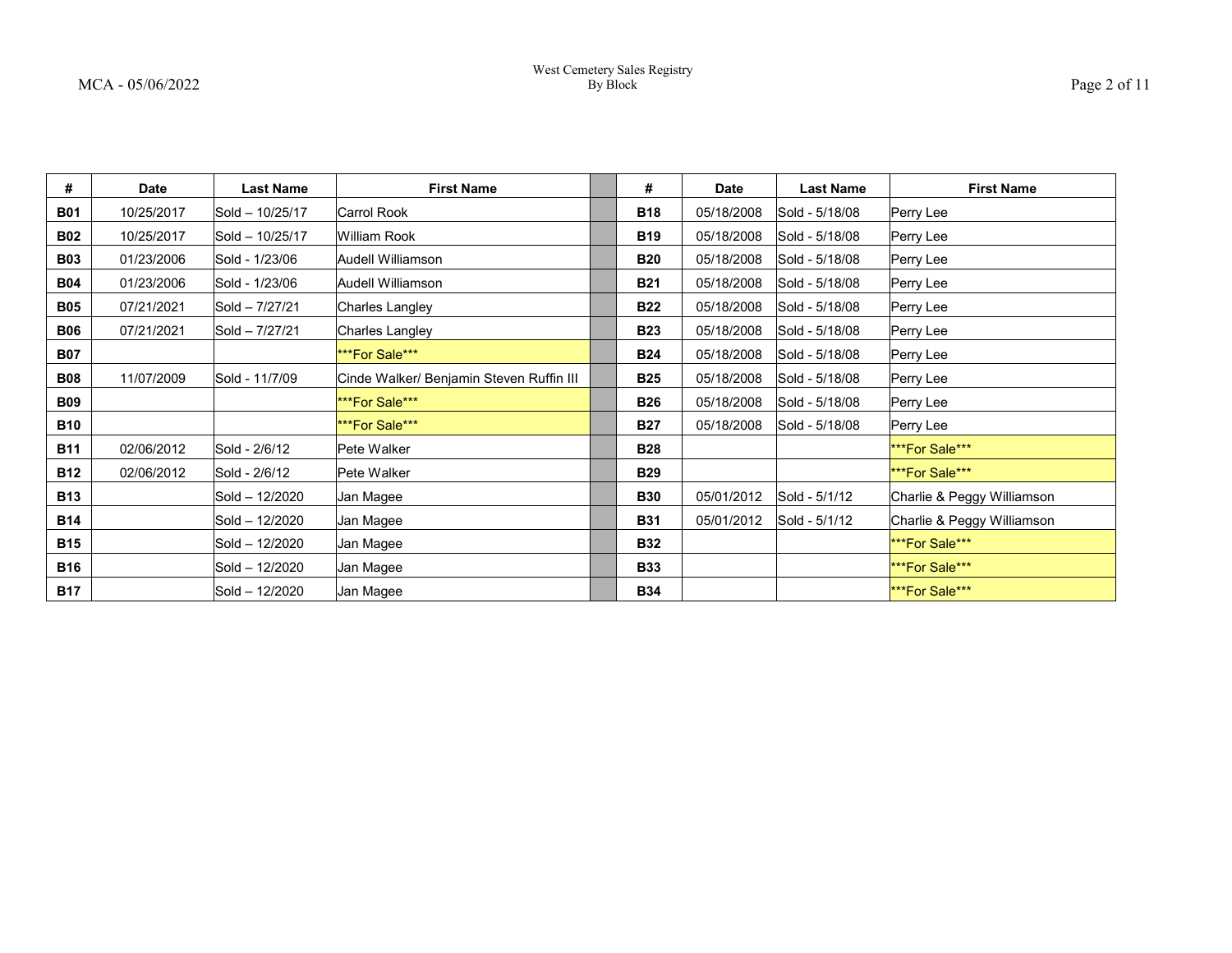| # | Date | Last Name | First Name | | # | Date | Last Name | First Name |
|---|---|---|---|---|---|---|---|---|
| **B01** | 10/25/2017 | Sold – 10/25/17 | Carrol Rook | | **B18** | 05/18/2008 | Sold - 5/18/08 | Perry Lee |
| **B02** | 10/25/2017 | Sold – 10/25/17 | William Rook | | **B19** | 05/18/2008 | Sold - 5/18/08 | Perry Lee |
| **B03** | 01/23/2006 | Sold - 1/23/06 | Audell Williamson | | **B20** | 05/18/2008 | Sold - 5/18/08 | Perry Lee |
| **B04** | 01/23/2006 | Sold - 1/23/06 | Audell Williamson | | **B21** | 05/18/2008 | Sold - 5/18/08 | Perry Lee |
| **B05** | 07/21/2021 | Sold – 7/27/21 | Charles Langley | | **B22** | 05/18/2008 | Sold - 5/18/08 | Perry Lee |
| **B06** | 07/21/2021 | Sold – 7/27/21 | Charles Langley | | **B23** | 05/18/2008 | Sold - 5/18/08 | Perry Lee |
| **B07** | | | ***For Sale*** | | **B24** | 05/18/2008 | Sold - 5/18/08 | Perry Lee |
| **B08** | 11/07/2009 | Sold - 11/7/09 | Cinde Walker/ Benjamin Steven Ruffin III | | **B25** | 05/18/2008 | Sold - 5/18/08 | Perry Lee |
| **B09** | | | ***For Sale*** | | **B26** | 05/18/2008 | Sold - 5/18/08 | Perry Lee |
| **B10** | | | ***For Sale*** | | **B27** | 05/18/2008 | Sold - 5/18/08 | Perry Lee |
| **B11** | 02/06/2012 | Sold - 2/6/12 | Pete Walker | | **B28** | | | ***For Sale*** |
| **B12** | 02/06/2012 | Sold - 2/6/12 | Pete Walker | | **B29** | | | ***For Sale*** |
| **B13** | | Sold – 12/2020 | Jan Magee | | **B30** | 05/01/2012 | Sold - 5/1/12 | Charlie & Peggy Williamson |
| **B14** | | Sold – 12/2020 | Jan Magee | | **B31** | 05/01/2012 | Sold - 5/1/12 | Charlie & Peggy Williamson |
| **B15** | | Sold – 12/2020 | Jan Magee | | **B32** | | | ***For Sale*** |
| **B16** | | Sold – 12/2020 | Jan Magee | | **B33** | | | ***For Sale*** |
| **B17** | | Sold – 12/2020 | Jan Magee | | **B34** | | | ***For Sale*** |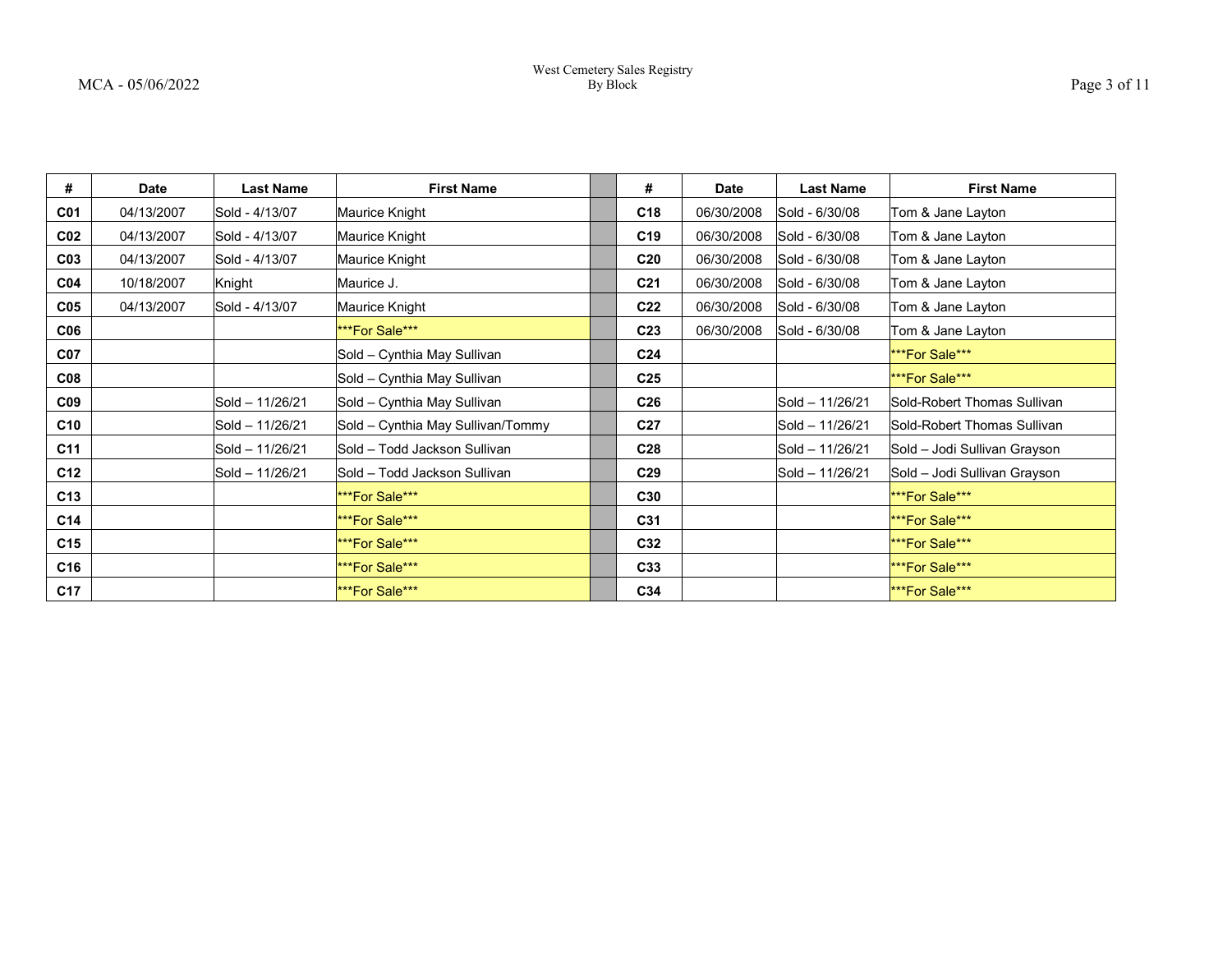West Cemetery Sales Registry
By Block

| # | Date | Last Name | First Name | | # | Date | Last Name | First Name |
|---|---|---|---|---|---|---|---|---|
| **C01** | 04/13/2007 | Sold - 4/13/07 | Maurice Knight | | **C18** | 06/30/2008 | Sold - 6/30/08 | Tom & Jane Layton |
| **C02** | 04/13/2007 | Sold - 4/13/07 | Maurice Knight | | **C19** | 06/30/2008 | Sold - 6/30/08 | Tom & Jane Layton |
| **C03** | 04/13/2007 | Sold - 4/13/07 | Maurice Knight | | **C20** | 06/30/2008 | Sold - 6/30/08 | Tom & Jane Layton |
| **C04** | 10/18/2007 | Knight | Maurice J. | | **C21** | 06/30/2008 | Sold - 6/30/08 | Tom & Jane Layton |
| **C05** | 04/13/2007 | Sold - 4/13/07 | Maurice Knight | | **C22** | 06/30/2008 | Sold - 6/30/08 | Tom & Jane Layton |
| **C06** | | | ***For Sale*** | | **C23** | 06/30/2008 | Sold - 6/30/08 | Tom & Jane Layton |
| **C07** | | | Sold – Cynthia May Sullivan | | **C24** | | | ***For Sale*** |
| **C08** | | | Sold – Cynthia May Sullivan | | **C25** | | | ***For Sale*** |
| **C09** | | Sold – 11/26/21 | Sold – Cynthia May Sullivan | | **C26** | | Sold – 11/26/21 | Sold-Robert Thomas Sullivan |
| **C10** | | Sold – 11/26/21 | Sold – Cynthia May Sullivan/Tommy | | **C27** | | Sold – 11/26/21 | Sold-Robert Thomas Sullivan |
| **C11** | | Sold – 11/26/21 | Sold – Todd Jackson Sullivan | | **C28** | | Sold – 11/26/21 | Sold – Jodi Sullivan Grayson |
| **C12** | | Sold – 11/26/21 | Sold – Todd Jackson Sullivan | | **C29** | | Sold – 11/26/21 | Sold – Jodi Sullivan Grayson |
| **C13** | | | ***For Sale*** | | **C30** | | | ***For Sale*** |
| **C14** | | | ***For Sale*** | | **C31** | | | ***For Sale*** |
| **C15** | | | ***For Sale*** | | **C32** | | | ***For Sale*** |
| **C16** | | | ***For Sale*** | | **C33** | | | ***For Sale*** |
| **C17** | | | ***For Sale*** | | **C34** | | | ***For Sale*** |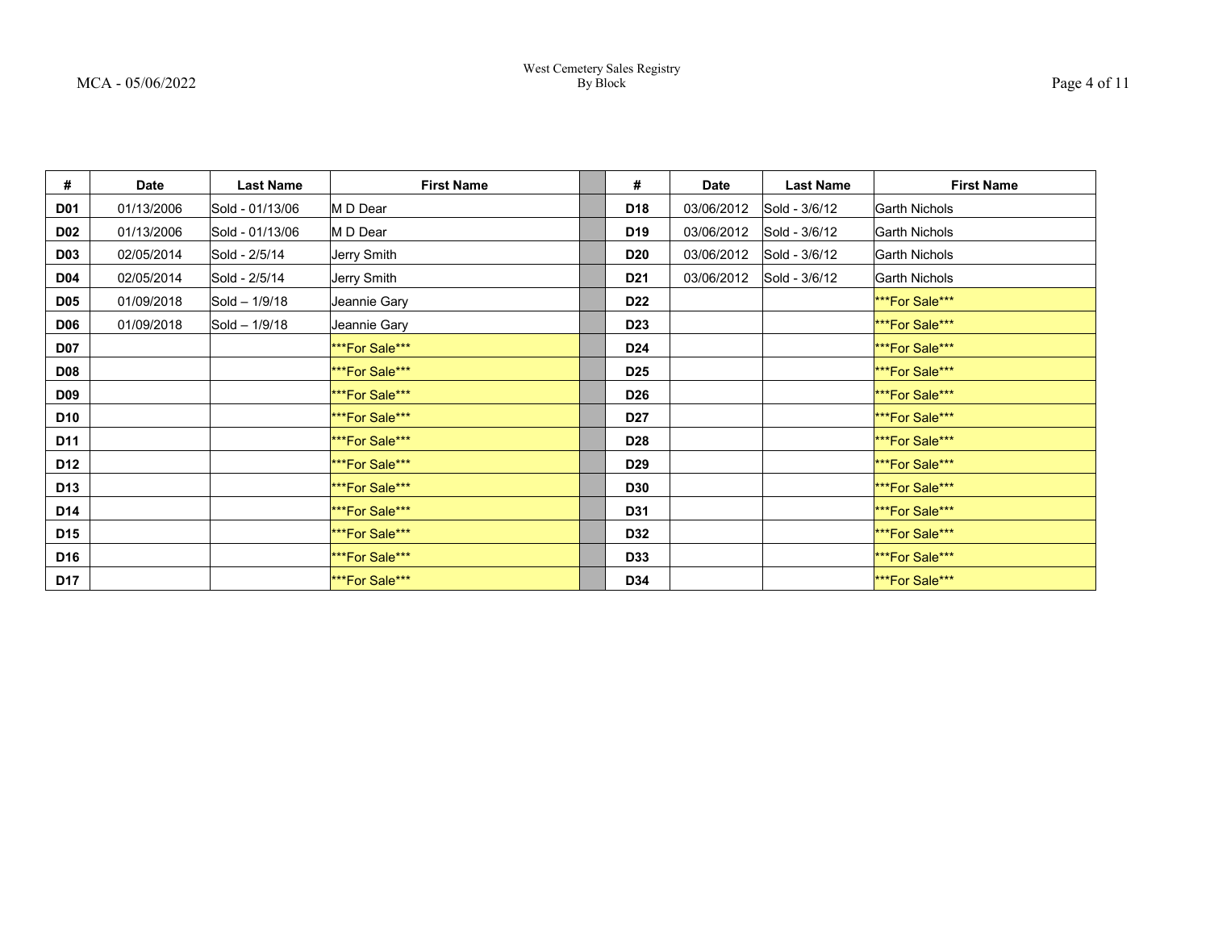West Cemetery Sales Registry
By Block

MCA - 05/06/2022

| # | Date | Last Name | First Name | | # | Date | Last Name | First Name |
|---|---|---|---|---|---|---|---|---|
| **D01** | 01/13/2006 | Sold - 01/13/06 | M D Dear | | **D18** | 03/06/2012 | Sold - 3/6/12 | Garth Nichols |
| **D02** | 01/13/2006 | Sold - 01/13/06 | M D Dear | | **D19** | 03/06/2012 | Sold - 3/6/12 | Garth Nichols |
| **D03** | 02/05/2014 | Sold - 2/5/14 | Jerry Smith | | **D20** | 03/06/2012 | Sold - 3/6/12 | Garth Nichols |
| **D04** | 02/05/2014 | Sold - 2/5/14 | Jerry Smith | | **D21** | 03/06/2012 | Sold - 3/6/12 | Garth Nichols |
| **D05** | 01/09/2018 | Sold – 1/9/18 | Jeannie Gary | | **D22** | | | ***For Sale*** |
| **D06** | 01/09/2018 | Sold – 1/9/18 | Jeannie Gary | | **D23** | | | ***For Sale*** |
| **D07** | | | ***For Sale*** | | **D24** | | | ***For Sale*** |
| **D08** | | | ***For Sale*** | | **D25** | | | ***For Sale*** |
| **D09** | | | ***For Sale*** | | **D26** | | | ***For Sale*** |
| **D10** | | | ***For Sale*** | | **D27** | | | ***For Sale*** |
| **D11** | | | ***For Sale*** | | **D28** | | | ***For Sale*** |
| **D12** | | | ***For Sale*** | | **D29** | | | ***For Sale*** |
| **D13** | | | ***For Sale*** | | **D30** | | | ***For Sale*** |
| **D14** | | | ***For Sale*** | | **D31** | | | ***For Sale*** |
| **D15** | | | ***For Sale*** | | **D32** | | | ***For Sale*** |
| **D16** | | | ***For Sale*** | | **D33** | | | ***For Sale*** |
| **D17** | | | ***For Sale*** | | **D34** | | | ***For Sale*** |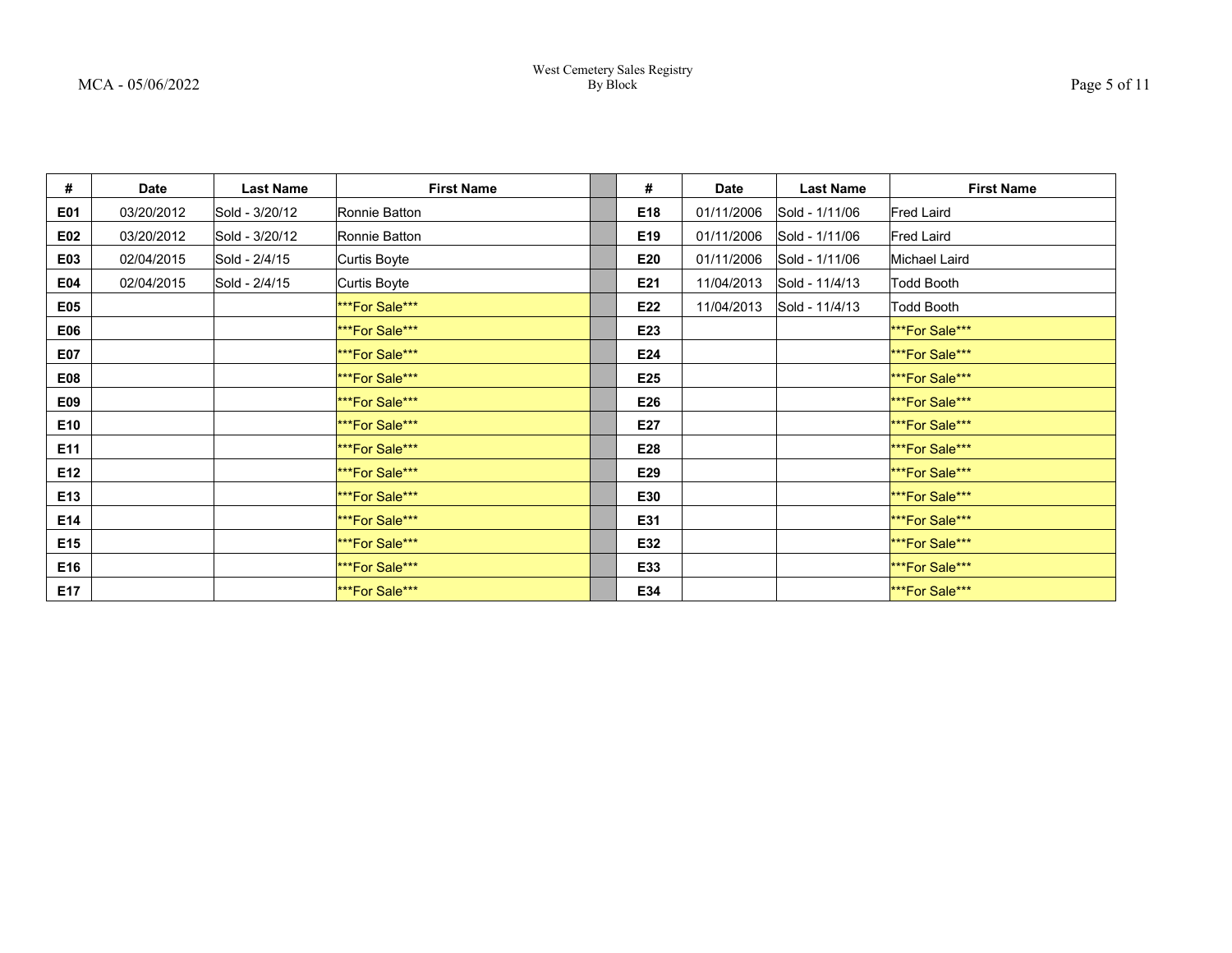West Cemetery Sales Registry
By Block

| # | Date | Last Name | First Name | | # | Date | Last Name | First Name |
|---|---|---|---|---|---|---|---|---|
| E01 | 03/20/2012 | Sold - 3/20/12 | Ronnie Batton | | E18 | 01/11/2006 | Sold - 1/11/06 | Fred Laird |
| E02 | 03/20/2012 | Sold - 3/20/12 | Ronnie Batton | | E19 | 01/11/2006 | Sold - 1/11/06 | Fred Laird |
| E03 | 02/04/2015 | Sold - 2/4/15 | Curtis Boyte | | E20 | 01/11/2006 | Sold - 1/11/06 | Michael Laird |
| E04 | 02/04/2015 | Sold - 2/4/15 | Curtis Boyte | | E21 | 11/04/2013 | Sold - 11/4/13 | Todd Booth |
| E05 | | | ***For Sale*** | | E22 | 11/04/2013 | Sold - 11/4/13 | Todd Booth |
| E06 | | | ***For Sale*** | | E23 | | | ***For Sale*** |
| E07 | | | ***For Sale*** | | E24 | | | ***For Sale*** |
| E08 | | | ***For Sale*** | | E25 | | | ***For Sale*** |
| E09 | | | ***For Sale*** | | E26 | | | ***For Sale*** |
| E10 | | | ***For Sale*** | | E27 | | | ***For Sale*** |
| E11 | | | ***For Sale*** | | E28 | | | ***For Sale*** |
| E12 | | | ***For Sale*** | | E29 | | | ***For Sale*** |
| E13 | | | ***For Sale*** | | E30 | | | ***For Sale*** |
| E14 | | | ***For Sale*** | | E31 | | | ***For Sale*** |
| E15 | | | ***For Sale*** | | E32 | | | ***For Sale*** |
| E16 | | | ***For Sale*** | | E33 | | | ***For Sale*** |
| E17 | | | ***For Sale*** | | E34 | | | ***For Sale*** |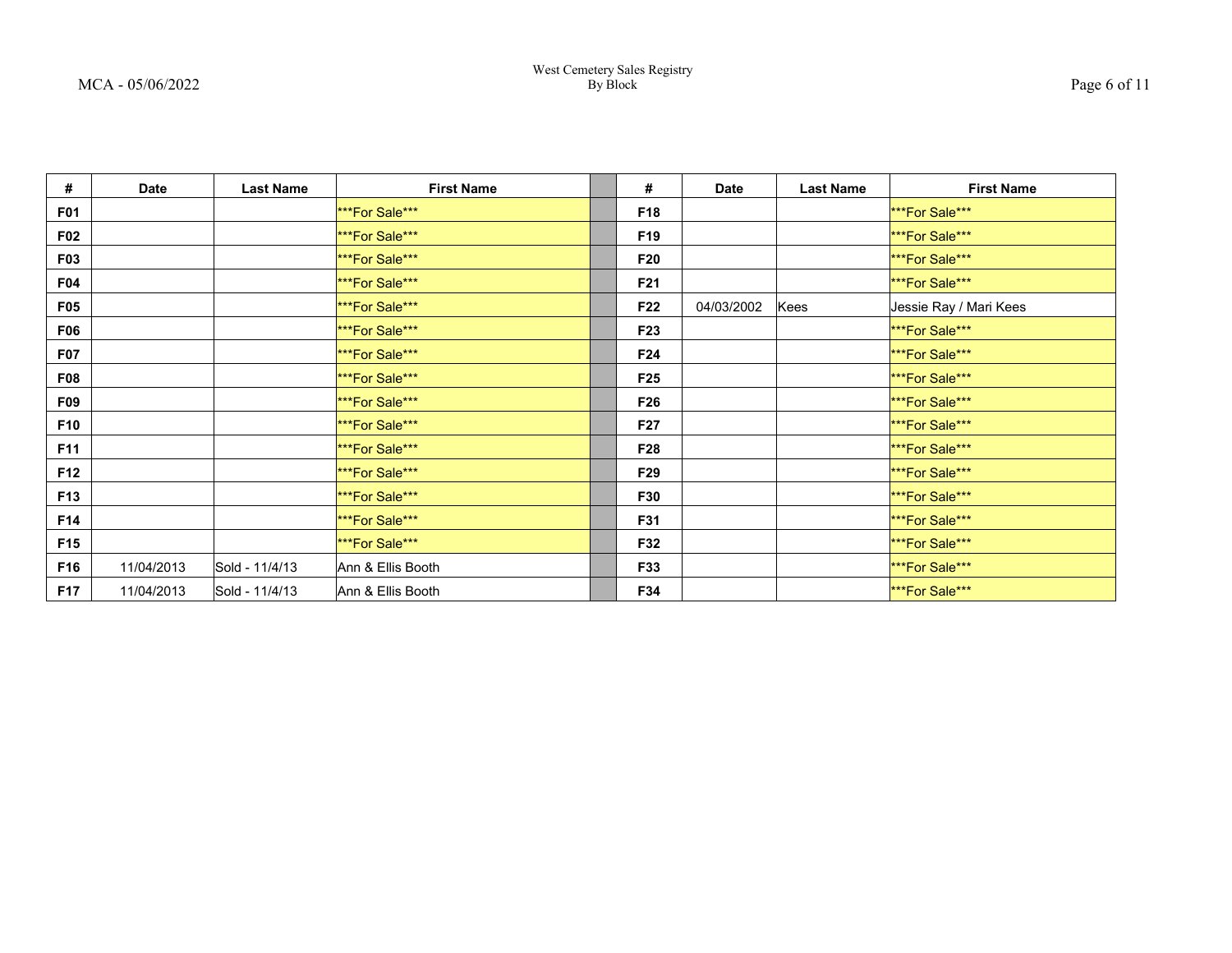West Cemetery Sales Registry
By Block

| # | Date | Last Name | First Name | | # | Date | Last Name | First Name |
|---|---|---|---|---|---|---|---|---|
| F01 | | | ***For Sale*** | | F18 | | | ***For Sale*** |
| F02 | | | ***For Sale*** | | F19 | | | ***For Sale*** |
| F03 | | | ***For Sale*** | | F20 | | | ***For Sale*** |
| F04 | | | ***For Sale*** | | F21 | | | ***For Sale*** |
| F05 | | | ***For Sale*** | | F22 | 04/03/2002 | Kees | Jessie Ray / Mari Kees |
| F06 | | | ***For Sale*** | | F23 | | | ***For Sale*** |
| F07 | | | ***For Sale*** | | F24 | | | ***For Sale*** |
| F08 | | | ***For Sale*** | | F25 | | | ***For Sale*** |
| F09 | | | ***For Sale*** | | F26 | | | ***For Sale*** |
| F10 | | | ***For Sale*** | | F27 | | | ***For Sale*** |
| F11 | | | ***For Sale*** | | F28 | | | ***For Sale*** |
| F12 | | | ***For Sale*** | | F29 | | | ***For Sale*** |
| F13 | | | ***For Sale*** | | F30 | | | ***For Sale*** |
| F14 | | | ***For Sale*** | | F31 | | | ***For Sale*** |
| F15 | | | ***For Sale*** | | F32 | | | ***For Sale*** |
| F16 | 11/04/2013 | Sold - 11/4/13 | Ann & Ellis Booth | | F33 | | | ***For Sale*** |
| F17 | 11/04/2013 | Sold - 11/4/13 | Ann & Ellis Booth | | F34 | | | ***For Sale*** |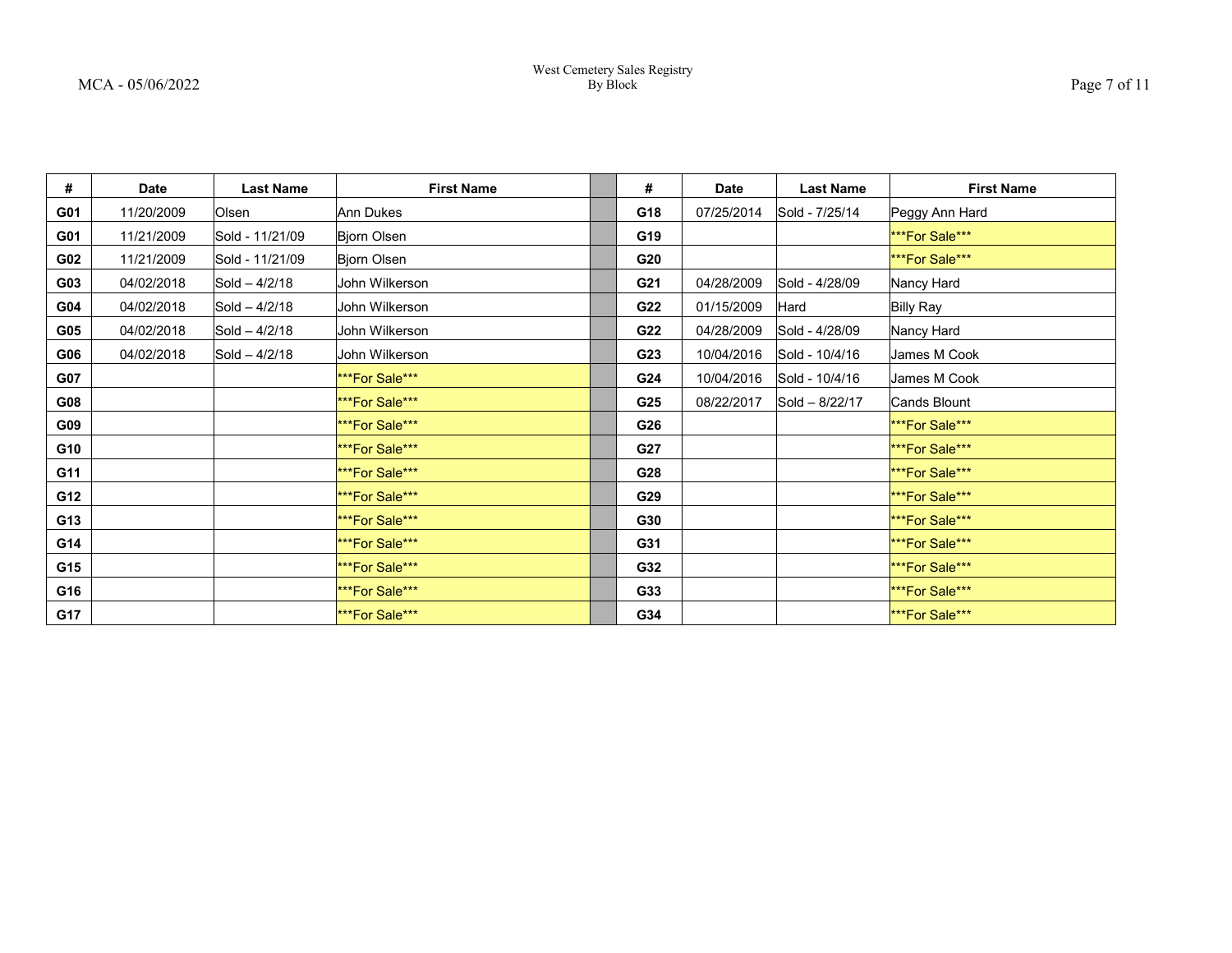| # | Date | Last Name | First Name | | # | Date | Last Name | First Name |
|---|---|---|---|---|---|---|---|---|
| **G01** | 11/20/2009 | Olsen | Ann Dukes | | **G18** | 07/25/2014 | Sold - 7/25/14 | Peggy Ann Hard |
| **G01** | 11/21/2009 | Sold - 11/21/09 | Bjorn Olsen | | **G19** | | | ***For Sale*** |
| **G02** | 11/21/2009 | Sold - 11/21/09 | Bjorn Olsen | | **G20** | | | ***For Sale*** |
| **G03** | 04/02/2018 | Sold – 4/2/18 | John Wilkerson | | **G21** | 04/28/2009 | Sold - 4/28/09 | Nancy Hard |
| **G04** | 04/02/2018 | Sold – 4/2/18 | John Wilkerson | | **G22** | 01/15/2009 | Hard | Billy Ray |
| **G05** | 04/02/2018 | Sold – 4/2/18 | John Wilkerson | | **G22** | 04/28/2009 | Sold - 4/28/09 | Nancy Hard |
| **G06** | 04/02/2018 | Sold – 4/2/18 | John Wilkerson | | **G23** | 10/04/2016 | Sold - 10/4/16 | James M Cook |
| **G07** | | | ***For Sale*** | | **G24** | 10/04/2016 | Sold - 10/4/16 | James M Cook |
| **G08** | | | ***For Sale*** | | **G25** | 08/22/2017 | Sold – 8/22/17 | Cands Blount |
| **G09** | | | ***For Sale*** | | **G26** | | | ***For Sale*** |
| **G10** | | | ***For Sale*** | | **G27** | | | ***For Sale*** |
| **G11** | | | ***For Sale*** | | **G28** | | | ***For Sale*** |
| **G12** | | | ***For Sale*** | | **G29** | | | ***For Sale*** |
| **G13** | | | ***For Sale*** | | **G30** | | | ***For Sale*** |
| **G14** | | | ***For Sale*** | | **G31** | | | ***For Sale*** |
| **G15** | | | ***For Sale*** | | **G32** | | | ***For Sale*** |
| **G16** | | | ***For Sale*** | | **G33** | | | ***For Sale*** |
| **G17** | | | ***For Sale*** | | **G34** | | | ***For Sale*** |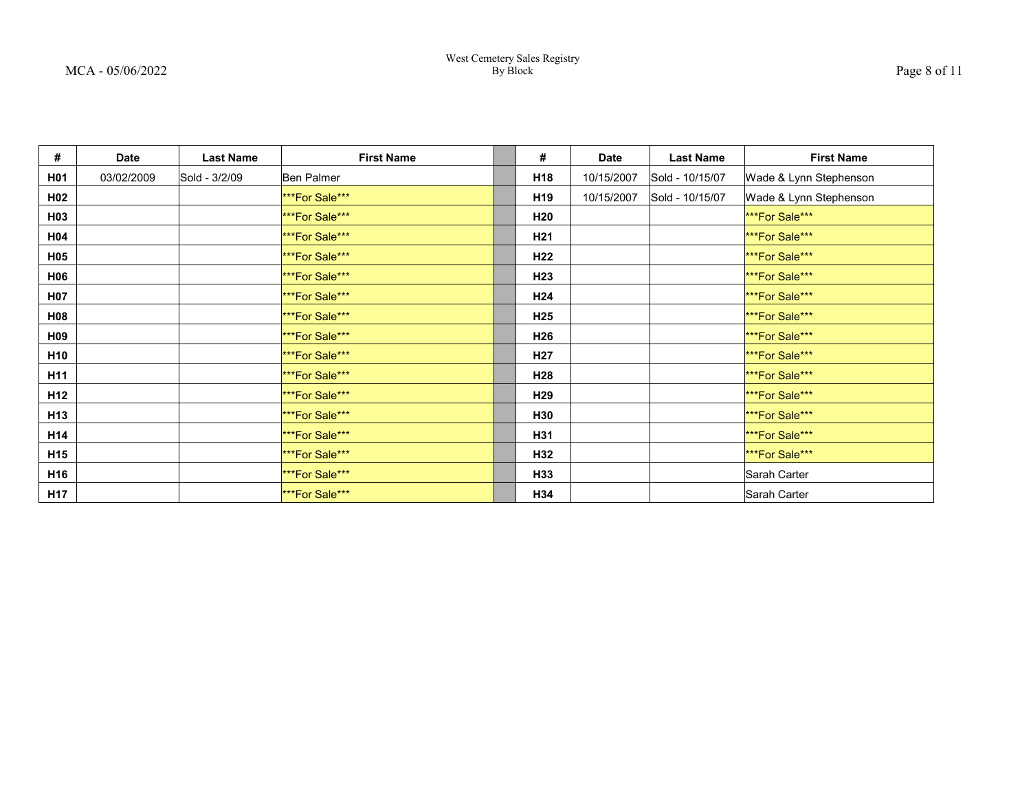West Cemetery Sales Registry
By Block

| # | Date | Last Name | First Name | | # | Date | Last Name | First Name |
|---|---|---|---|---|---|---|---|---|
| **H01** | 03/02/2009 | Sold - 3/2/09 | Ben Palmer | | **H18** | 10/15/2007 | Sold - 10/15/07 | Wade & Lynn Stephenson |
| **H02** | | | ***For Sale*** | | **H19** | 10/15/2007 | Sold - 10/15/07 | Wade & Lynn Stephenson |
| **H03** | | | ***For Sale*** | | **H20** | | | ***For Sale*** |
| **H04** | | | ***For Sale*** | | **H21** | | | ***For Sale*** |
| **H05** | | | ***For Sale*** | | **H22** | | | ***For Sale*** |
| **H06** | | | ***For Sale*** | | **H23** | | | ***For Sale*** |
| **H07** | | | ***For Sale*** | | **H24** | | | ***For Sale*** |
| **H08** | | | ***For Sale*** | | **H25** | | | ***For Sale*** |
| **H09** | | | ***For Sale*** | | **H26** | | | ***For Sale*** |
| **H10** | | | ***For Sale*** | | **H27** | | | ***For Sale*** |
| **H11** | | | ***For Sale*** | | **H28** | | | ***For Sale*** |
| **H12** | | | ***For Sale*** | | **H29** | | | ***For Sale*** |
| **H13** | | | ***For Sale*** | | **H30** | | | ***For Sale*** |
| **H14** | | | ***For Sale*** | | **H31** | | | ***For Sale*** |
| **H15** | | | ***For Sale*** | | **H32** | | | ***For Sale*** |
| **H16** | | | ***For Sale*** | | **H33** | | | Sarah Carter |
| **H17** | | | ***For Sale*** | | **H34** | | | Sarah Carter |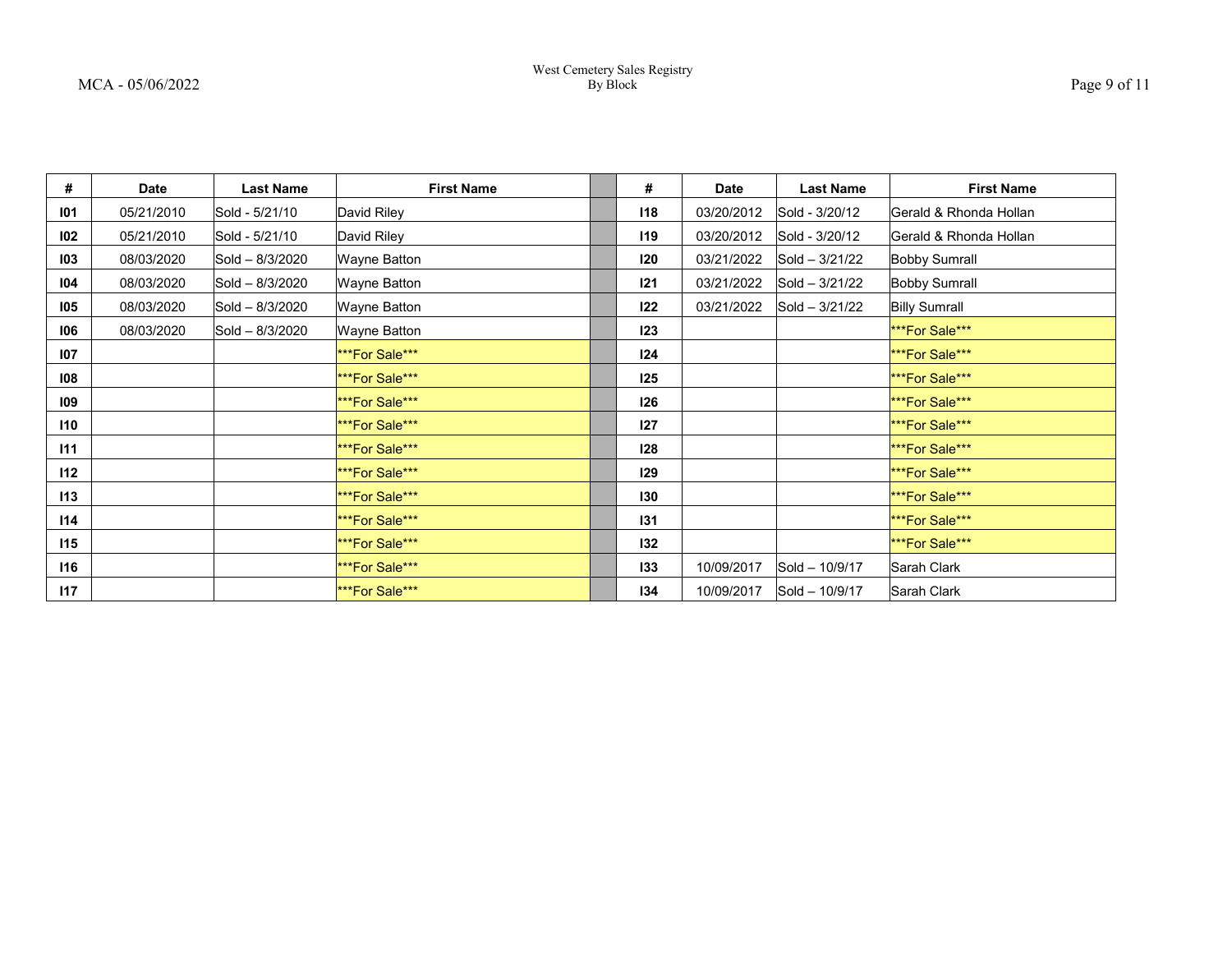| # | Date | Last Name | First Name | | # | Date | Last Name | First Name |
|---|---|---|---|---|---|---|---|---|
| **I01** | 05/21/2010 | Sold - 5/21/10 | David Riley | | **I18** | 03/20/2012 | Sold - 3/20/12 | Gerald & Rhonda Hollan |
| **I02** | 05/21/2010 | Sold - 5/21/10 | David Riley | | **I19** | 03/20/2012 | Sold - 3/20/12 | Gerald & Rhonda Hollan |
| **I03** | 08/03/2020 | Sold – 8/3/2020 | Wayne Batton | | **I20** | 03/21/2022 | Sold – 3/21/22 | Bobby Sumrall |
| **I04** | 08/03/2020 | Sold – 8/3/2020 | Wayne Batton | | **I21** | 03/21/2022 | Sold – 3/21/22 | Bobby Sumrall |
| **I05** | 08/03/2020 | Sold – 8/3/2020 | Wayne Batton | | **I22** | 03/21/2022 | Sold – 3/21/22 | Billy Sumrall |
| **I06** | 08/03/2020 | Sold – 8/3/2020 | Wayne Batton | | **I23** | | | ***For Sale*** |
| **I07** | | | ***For Sale*** | | **I24** | | | ***For Sale*** |
| **I08** | | | ***For Sale*** | | **I25** | | | ***For Sale*** |
| **I09** | | | ***For Sale*** | | **I26** | | | ***For Sale*** |
| **I10** | | | ***For Sale*** | | **I27** | | | ***For Sale*** |
| **I11** | | | ***For Sale*** | | **I28** | | | ***For Sale*** |
| **I12** | | | ***For Sale*** | | **I29** | | | ***For Sale*** |
| **I13** | | | ***For Sale*** | | **I30** | | | ***For Sale*** |
| **I14** | | | ***For Sale*** | | **I31** | | | ***For Sale*** |
| **I15** | | | ***For Sale*** | | **I32** | | | ***For Sale*** |
| **I16** | | | ***For Sale*** | | **I33** | 10/09/2017 | Sold – 10/9/17 | Sarah Clark |
| **I17** | | | ***For Sale*** | | **I34** | 10/09/2017 | Sold – 10/9/17 | Sarah Clark |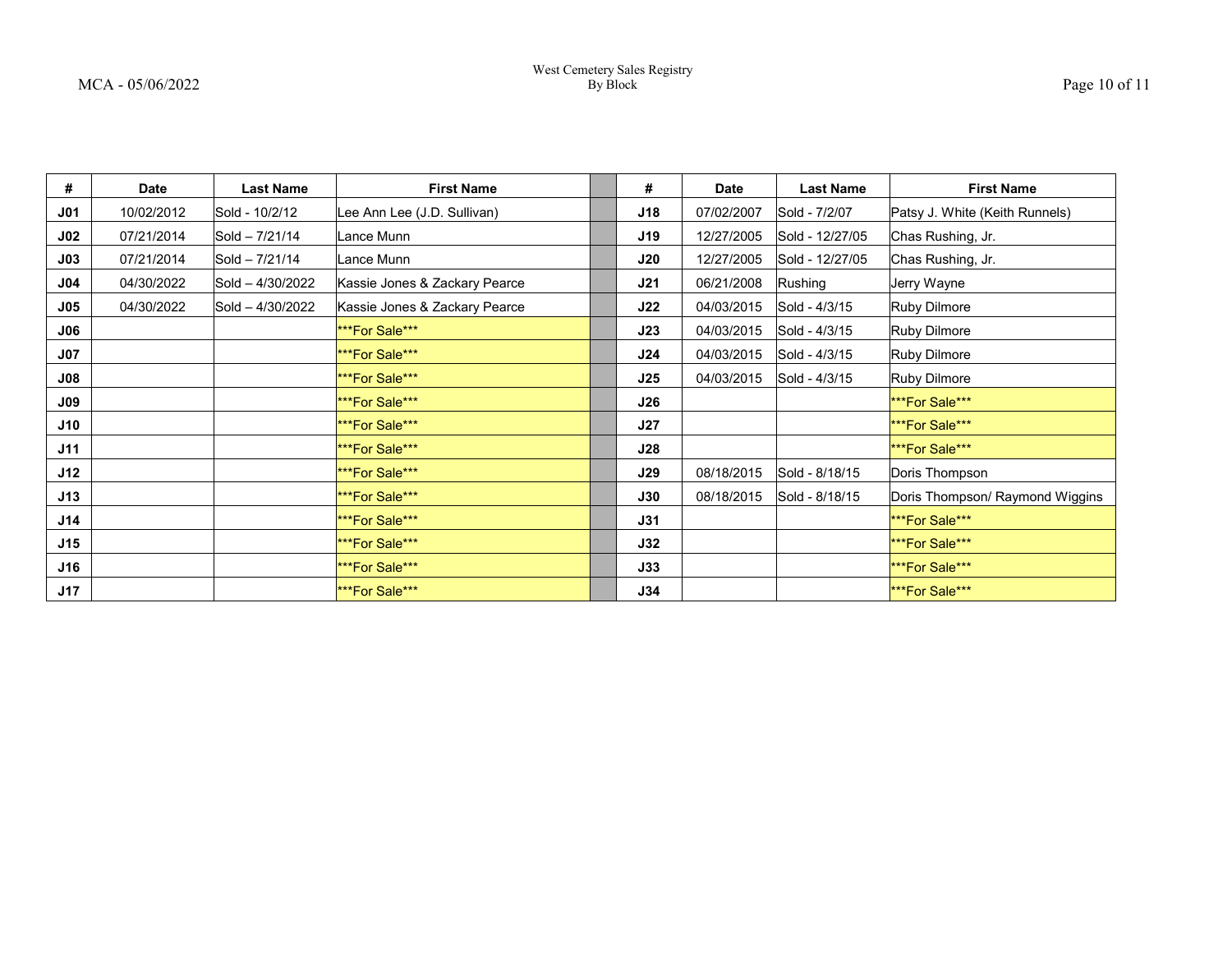West Cemetery Sales Registry
By Block

MCA - 05/06/2022

| # | Date | Last Name | First Name | | # | Date | Last Name | First Name |
|---|---|---|---|---|---|---|---|---|
| J01 | 10/02/2012 | Sold - 10/2/12 | Lee Ann Lee (J.D. Sullivan) | | J18 | 07/02/2007 | Sold - 7/2/07 | Patsy J. White (Keith Runnels) |
| J02 | 07/21/2014 | Sold – 7/21/14 | Lance Munn | | J19 | 12/27/2005 | Sold - 12/27/05 | Chas Rushing, Jr. |
| J03 | 07/21/2014 | Sold – 7/21/14 | Lance Munn | | J20 | 12/27/2005 | Sold - 12/27/05 | Chas Rushing, Jr. |
| J04 | 04/30/2022 | Sold – 4/30/2022 | Kassie Jones & Zackary Pearce | | J21 | 06/21/2008 | Rushing | Jerry Wayne |
| J05 | 04/30/2022 | Sold – 4/30/2022 | Kassie Jones & Zackary Pearce | | J22 | 04/03/2015 | Sold - 4/3/15 | Ruby Dilmore |
| J06 | | | ***For Sale*** | | J23 | 04/03/2015 | Sold - 4/3/15 | Ruby Dilmore |
| J07 | | | ***For Sale*** | | J24 | 04/03/2015 | Sold - 4/3/15 | Ruby Dilmore |
| J08 | | | ***For Sale*** | | J25 | 04/03/2015 | Sold - 4/3/15 | Ruby Dilmore |
| J09 | | | ***For Sale*** | | J26 | | | ***For Sale*** |
| J10 | | | ***For Sale*** | | J27 | | | ***For Sale*** |
| J11 | | | ***For Sale*** | | J28 | | | ***For Sale*** |
| J12 | | | ***For Sale*** | | J29 | 08/18/2015 | Sold - 8/18/15 | Doris Thompson |
| J13 | | | ***For Sale*** | | J30 | 08/18/2015 | Sold - 8/18/15 | Doris Thompson/ Raymond Wiggins |
| J14 | | | ***For Sale*** | | J31 | | | ***For Sale*** |
| J15 | | | ***For Sale*** | | J32 | | | ***For Sale*** |
| J16 | | | ***For Sale*** | | J33 | | | ***For Sale*** |
| J17 | | | ***For Sale*** | | J34 | | | ***For Sale*** |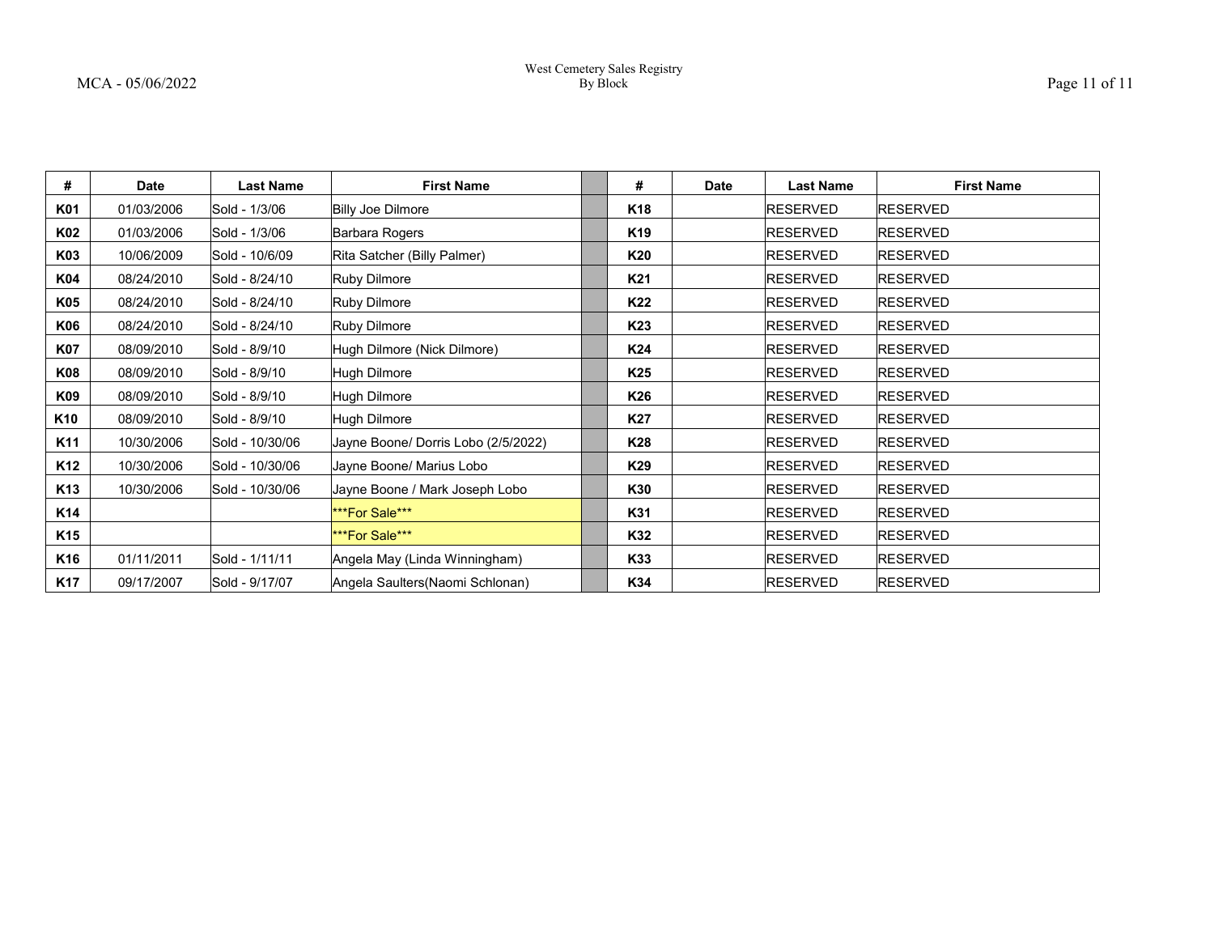| # | Date | Last Name | First Name | | # | Date | Last Name | First Name |
|---|---|---|---|---|---|---|---|---|
| **K01** | 01/03/2006 | Sold - 1/3/06 | Billy Joe Dilmore | | **K18** | | RESERVED | RESERVED |
| **K02** | 01/03/2006 | Sold - 1/3/06 | Barbara Rogers | | **K19** | | RESERVED | RESERVED |
| **K03** | 10/06/2009 | Sold - 10/6/09 | Rita Satcher (Billy Palmer) | | **K20** | | RESERVED | RESERVED |
| **K04** | 08/24/2010 | Sold - 8/24/10 | Ruby Dilmore | | **K21** | | RESERVED | RESERVED |
| **K05** | 08/24/2010 | Sold - 8/24/10 | Ruby Dilmore | | **K22** | | RESERVED | RESERVED |
| **K06** | 08/24/2010 | Sold - 8/24/10 | Ruby Dilmore | | **K23** | | RESERVED | RESERVED |
| **K07** | 08/09/2010 | Sold - 8/9/10 | Hugh Dilmore (Nick Dilmore) | | **K24** | | RESERVED | RESERVED |
| **K08** | 08/09/2010 | Sold - 8/9/10 | Hugh Dilmore | | **K25** | | RESERVED | RESERVED |
| **K09** | 08/09/2010 | Sold - 8/9/10 | Hugh Dilmore | | **K26** | | RESERVED | RESERVED |
| **K10** | 08/09/2010 | Sold - 8/9/10 | Hugh Dilmore | | **K27** | | RESERVED | RESERVED |
| **K11** | 10/30/2006 | Sold - 10/30/06 | Jayne Boone/ Dorris Lobo (2/5/2022) | | **K28** | | RESERVED | RESERVED |
| **K12** | 10/30/2006 | Sold - 10/30/06 | Jayne Boone/ Marius Lobo | | **K29** | | RESERVED | RESERVED |
| **K13** | 10/30/2006 | Sold - 10/30/06 | Jayne Boone / Mark Joseph Lobo | | **K30** | | RESERVED | RESERVED |
| **K14** | | | ***For Sale*** | | **K31** | | RESERVED | RESERVED |
| **K15** | | | ***For Sale*** | | **K32** | | RESERVED | RESERVED |
| **K16** | 01/11/2011 | Sold - 1/11/11 | Angela May (Linda Winningham) | | **K33** | | RESERVED | RESERVED |
| **K17** | 09/17/2007 | Sold - 9/17/07 | Angela Saulters(Naomi Schlonan) | | **K34** | | RESERVED | RESERVED |